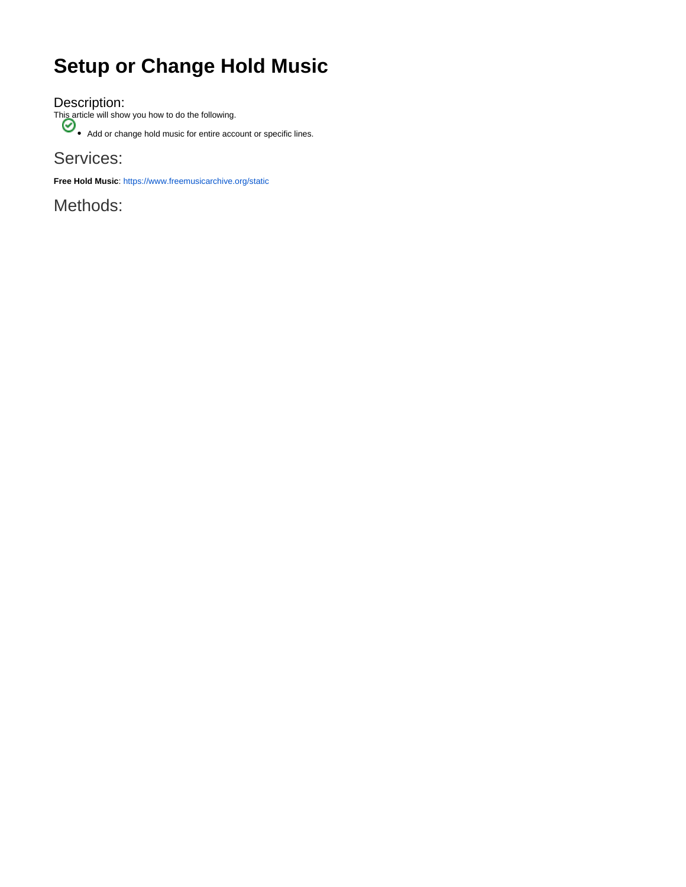# Setup or Change Hold Music

## Description:

This article will show you how to do the following.

- Add or change hold music for entire account or specific lines.

## Services:

**Free Hold Music**: https://www.freemusicarchive.org/static

## Methods: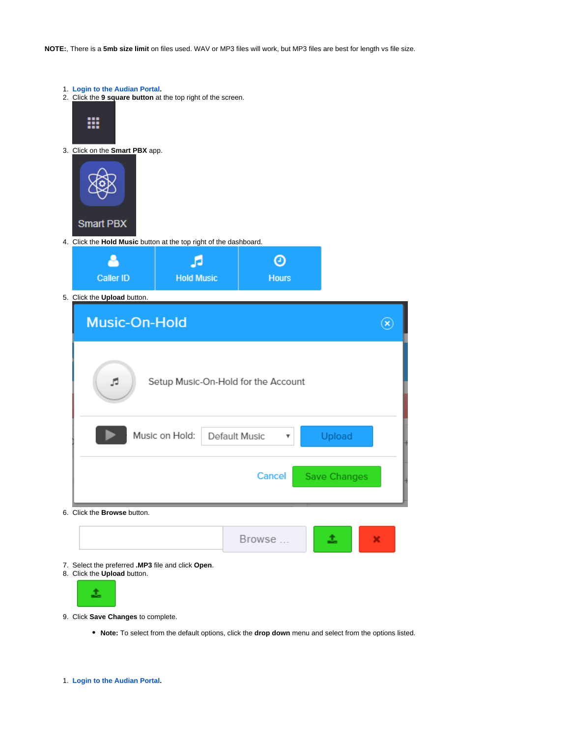**NOTE:**, There is a **5mb size limit** on files used. WAV or MP3 files will work, but MP3 files are best for length vs file size.

1. **Login to the Audian Portal.**
2. Click the **9 square button** at the top right of the screen.
3. Click on the **Smart PBX** app.
4. Click the **Hold Music** button at the top right of the dashboard.
5. Click the **Upload** button.
6. Click the **Browse** button.
7. Select the preferred **.MP3** file and click **Open**.
8. Click the **Upload** button.
9. Click **Save Changes** to complete.
   - **Note:** To select from the default options, click the **drop down** menu and select from the options listed.

1. **Login to the Audian Portal.**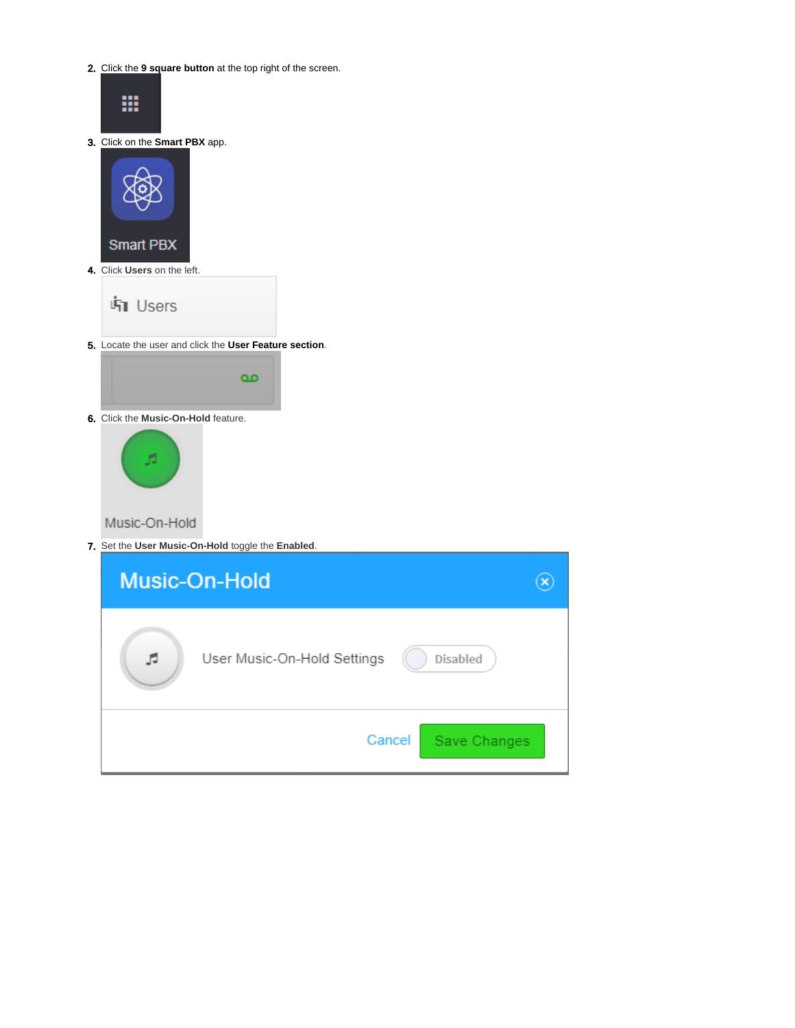2. Click the **9 square button** at the top right of the screen.
3. Click on the **Smart PBX** app.
4. Click **Users** on the left.
5. Locate the user and click the **User Feature section**.
6. Click the **Music-On-Hold** feature.
7. Set the **User Music-On-Hold** toggle the **Enabled**.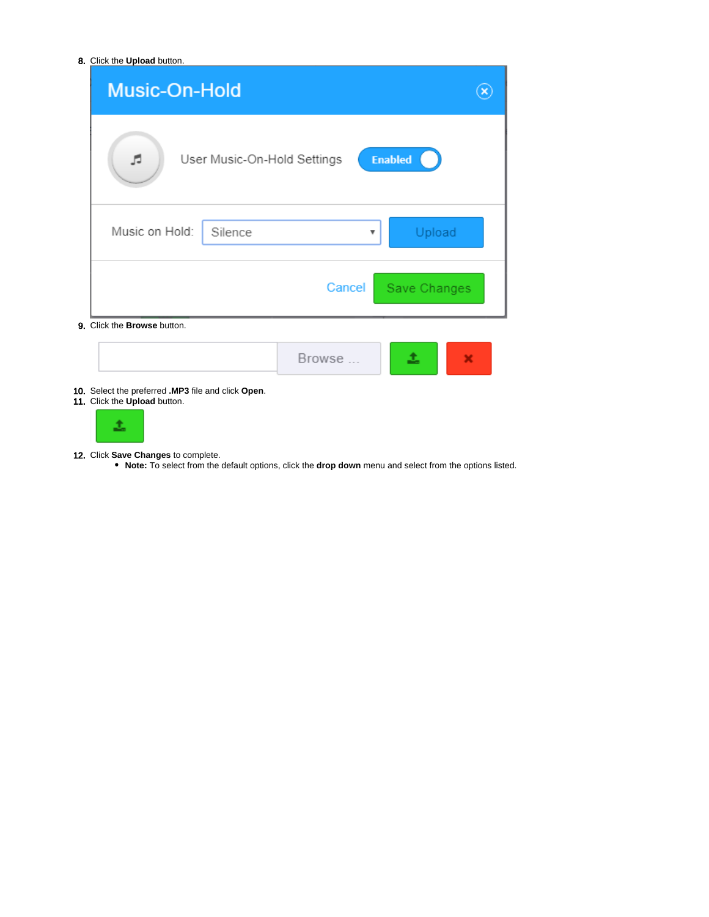8. Click the **Upload** button.

9. Click the **Browse** button.

10. Select the preferred **.MP3** file and click **Open**.
11. Click the **Upload** button.

12. Click **Save Changes** to complete.
    - **Note:** To select from the default options, click the **drop down** menu and select from the options listed.